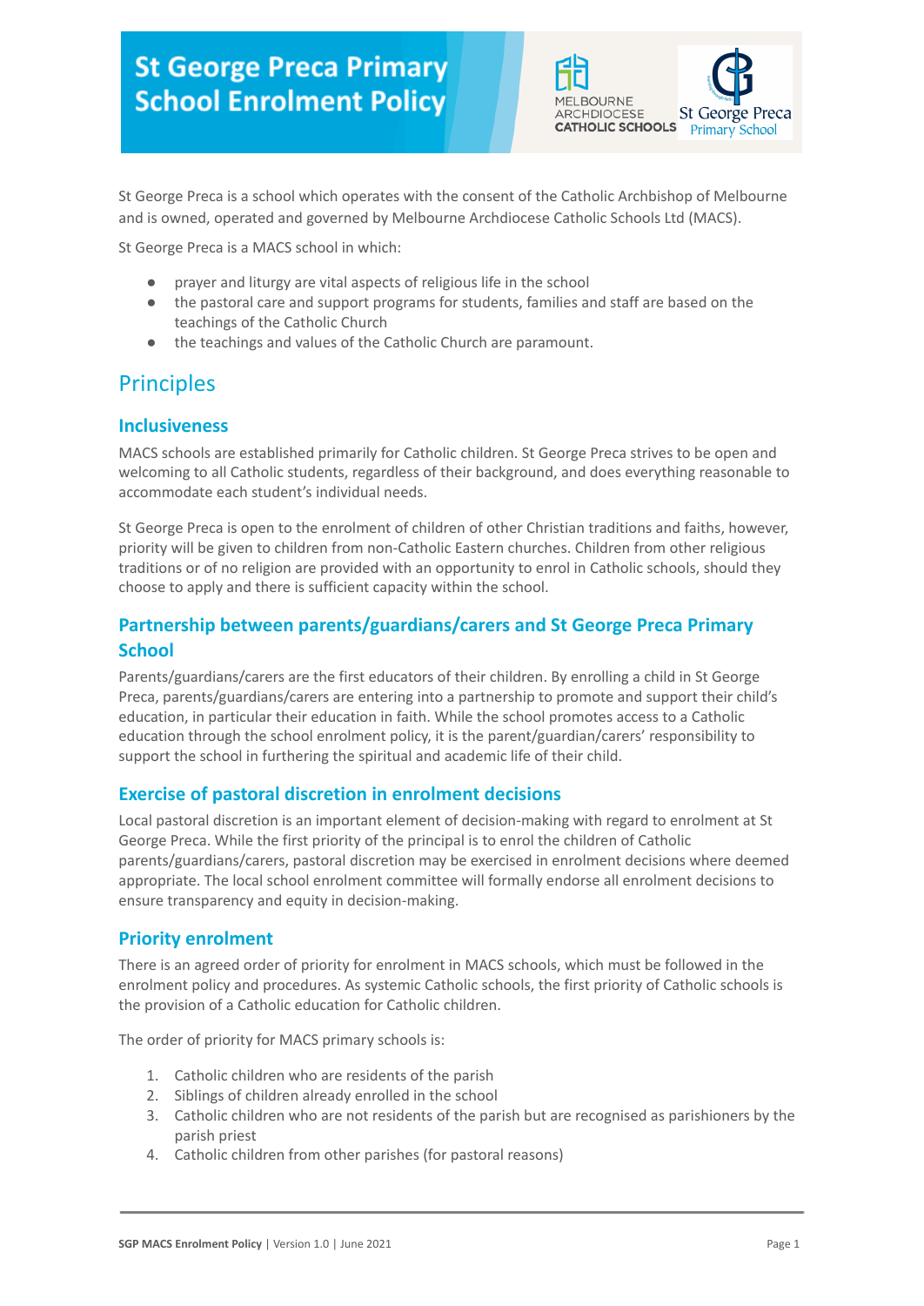# St George Preca Primary School Enrolment Policy

St George Preca is a school which operates with the consent of the Catholic Archbishop of Melbourne and is owned, operated and governed by Melbourne Archdiocese Catholic Schools Ltd (MACS).

St George Preca is a MACS school in which:

- prayer and liturgy are vital aspects of religious life in the school
- the pastoral care and support programs for students, families and staff are based on the teachings of the Catholic Church
- the teachings and values of the Catholic Church are paramount.

## Principles

### Inclusiveness

MACS schools are established primarily for Catholic children. St George Preca strives to be open and welcoming to all Catholic students, regardless of their background, and does everything reasonable to accommodate each student's individual needs.

St George Preca is open to the enrolment of children of other Christian traditions and faiths, however, priority will be given to children from non-Catholic Eastern churches. Children from other religious traditions or of no religion are provided with an opportunity to enrol in Catholic schools, should they choose to apply and there is sufficient capacity within the school.

### Partnership between parents/guardians/carers and St George Preca Primary School

Parents/guardians/carers are the first educators of their children. By enrolling a child in St George Preca, parents/guardians/carers are entering into a partnership to promote and support their child's education, in particular their education in faith. While the school promotes access to a Catholic education through the school enrolment policy, it is the parent/guardian/carers' responsibility to support the school in furthering the spiritual and academic life of their child.

### Exercise of pastoral discretion in enrolment decisions

Local pastoral discretion is an important element of decision-making with regard to enrolment at St George Preca. While the first priority of the principal is to enrol the children of Catholic parents/guardians/carers, pastoral discretion may be exercised in enrolment decisions where deemed appropriate. The local school enrolment committee will formally endorse all enrolment decisions to ensure transparency and equity in decision-making.

### Priority enrolment

There is an agreed order of priority for enrolment in MACS schools, which must be followed in the enrolment policy and procedures. As systemic Catholic schools, the first priority of Catholic schools is the provision of a Catholic education for Catholic children.

The order of priority for MACS primary schools is:

1. Catholic children who are residents of the parish
2. Siblings of children already enrolled in the school
3. Catholic children who are not residents of the parish but are recognised as parishioners by the parish priest
4. Catholic children from other parishes (for pastoral reasons)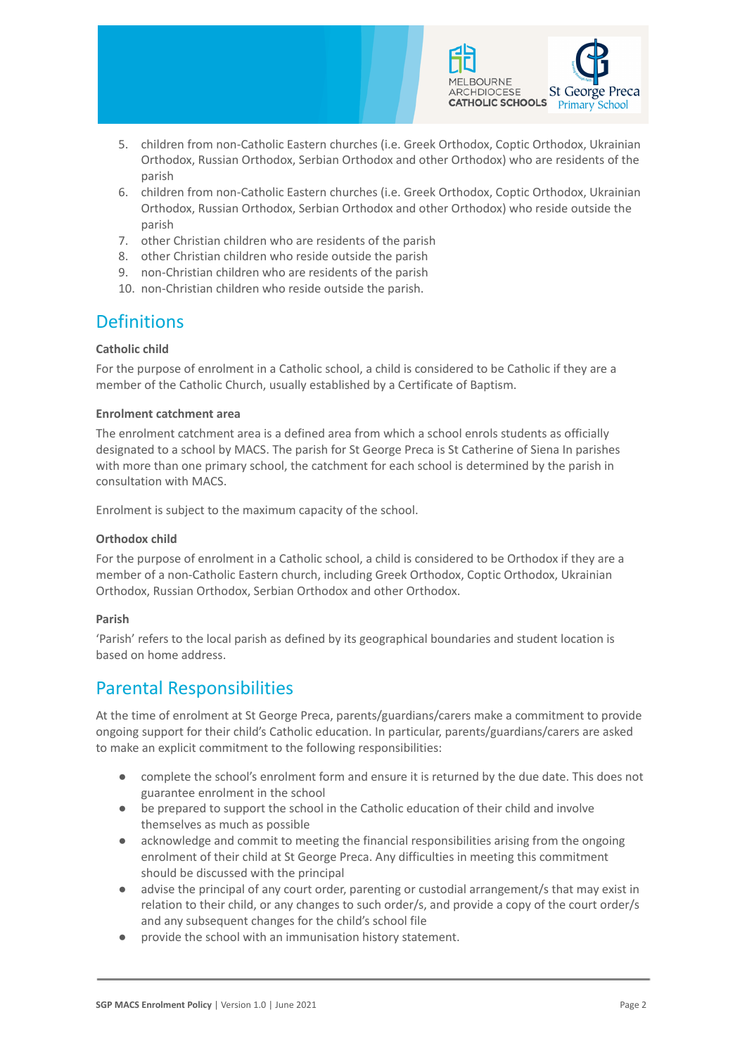5. children from non-Catholic Eastern churches (i.e. Greek Orthodox, Coptic Orthodox, Ukrainian Orthodox, Russian Orthodox, Serbian Orthodox and other Orthodox) who are residents of the parish
6. children from non-Catholic Eastern churches (i.e. Greek Orthodox, Coptic Orthodox, Ukrainian Orthodox, Russian Orthodox, Serbian Orthodox and other Orthodox) who reside outside the parish
7. other Christian children who are residents of the parish
8. other Christian children who reside outside the parish
9. non-Christian children who are residents of the parish
10. non-Christian children who reside outside the parish.

## Definitions

**Catholic child**

For the purpose of enrolment in a Catholic school, a child is considered to be Catholic if they are a member of the Catholic Church, usually established by a Certificate of Baptism.

**Enrolment catchment area**

The enrolment catchment area is a defined area from which a school enrols students as officially designated to a school by MACS. The parish for St George Preca is St Catherine of Siena In parishes with more than one primary school, the catchment for each school is determined by the parish in consultation with MACS.

Enrolment is subject to the maximum capacity of the school.

**Orthodox child**

For the purpose of enrolment in a Catholic school, a child is considered to be Orthodox if they are a member of a non-Catholic Eastern church, including Greek Orthodox, Coptic Orthodox, Ukrainian Orthodox, Russian Orthodox, Serbian Orthodox and other Orthodox.

**Parish**

'Parish' refers to the local parish as defined by its geographical boundaries and student location is based on home address.

## Parental Responsibilities

At the time of enrolment at St George Preca, parents/guardians/carers make a commitment to provide ongoing support for their child's Catholic education. In particular, parents/guardians/carers are asked to make an explicit commitment to the following responsibilities:

- complete the school's enrolment form and ensure it is returned by the due date. This does not guarantee enrolment in the school
- be prepared to support the school in the Catholic education of their child and involve themselves as much as possible
- acknowledge and commit to meeting the financial responsibilities arising from the ongoing enrolment of their child at St George Preca. Any difficulties in meeting this commitment should be discussed with the principal
- advise the principal of any court order, parenting or custodial arrangement/s that may exist in relation to their child, or any changes to such order/s, and provide a copy of the court order/s and any subsequent changes for the child's school file
- provide the school with an immunisation history statement.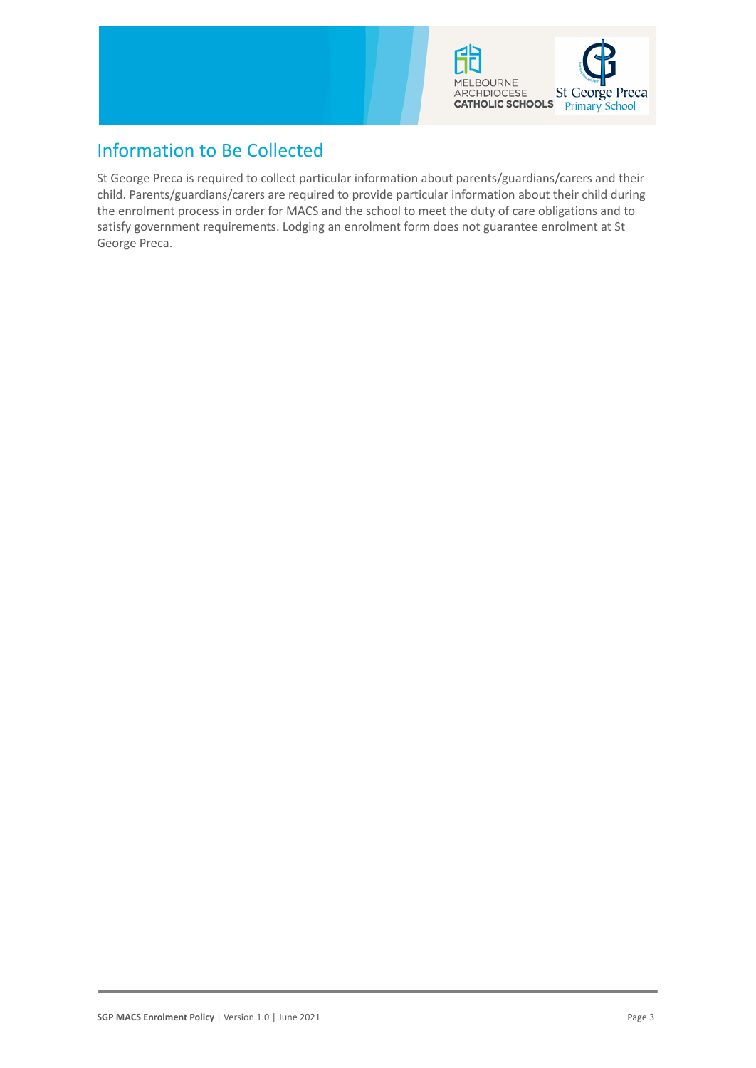## Information to Be Collected

St George Preca is required to collect particular information about parents/guardians/carers and their child. Parents/guardians/carers are required to provide particular information about their child during the enrolment process in order for MACS and the school to meet the duty of care obligations and to satisfy government requirements. Lodging an enrolment form does not guarantee enrolment at St George Preca.